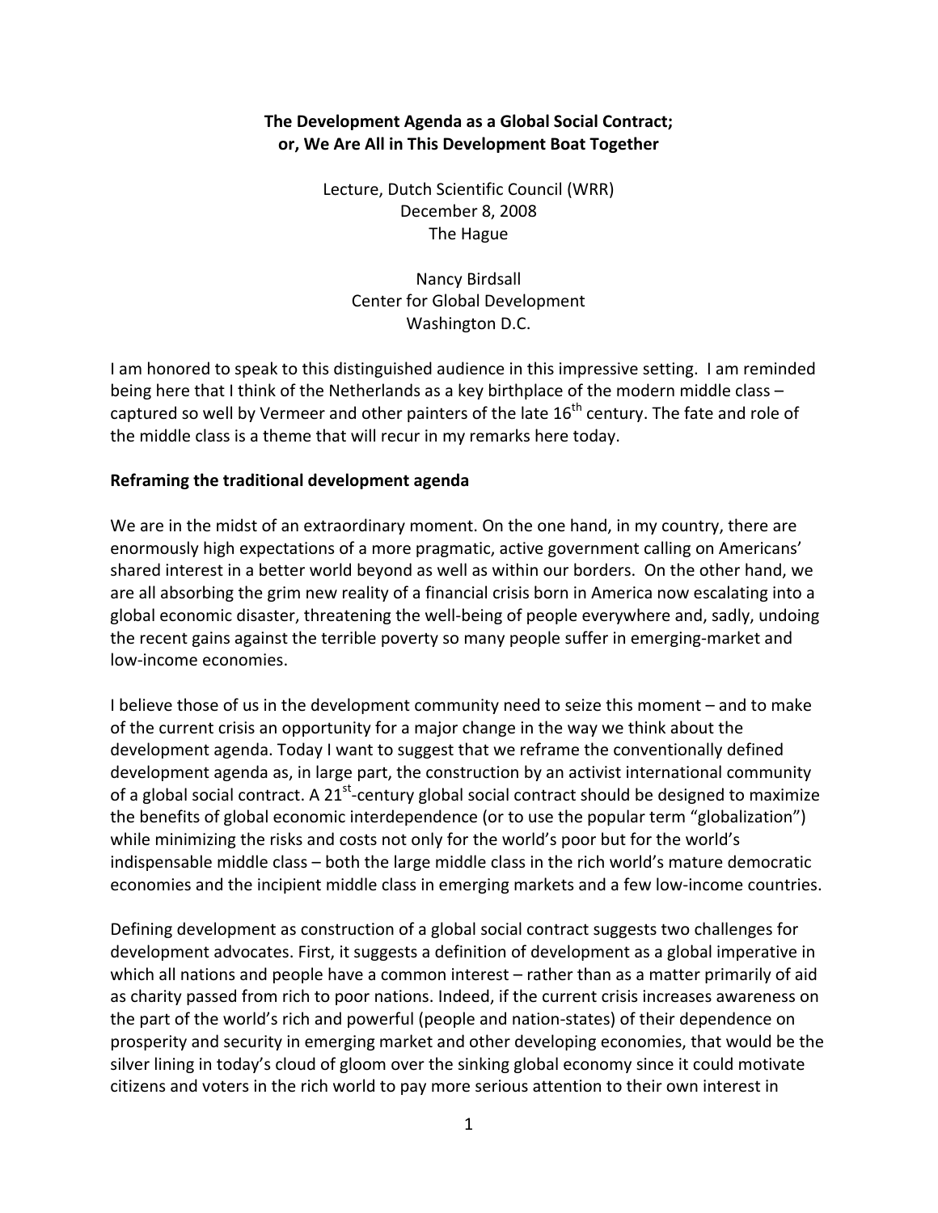# The Development Agenda as a Global Social Contract; or, We Are All in This Development Boat Together

Lecture, Dutch Scientific Council (WRR)
December 8, 2008
The Hague

Nancy Birdsall
Center for Global Development
Washington D.C.

I am honored to speak to this distinguished audience in this impressive setting. I am reminded being here that I think of the Netherlands as a key birthplace of the modern middle class – captured so well by Vermeer and other painters of the late 16th century. The fate and role of the middle class is a theme that will recur in my remarks here today.

## Reframing the traditional development agenda

We are in the midst of an extraordinary moment. On the one hand, in my country, there are enormously high expectations of a more pragmatic, active government calling on Americans' shared interest in a better world beyond as well as within our borders. On the other hand, we are all absorbing the grim new reality of a financial crisis born in America now escalating into a global economic disaster, threatening the well-being of people everywhere and, sadly, undoing the recent gains against the terrible poverty so many people suffer in emerging-market and low-income economies.

I believe those of us in the development community need to seize this moment – and to make of the current crisis an opportunity for a major change in the way we think about the development agenda. Today I want to suggest that we reframe the conventionally defined development agenda as, in large part, the construction by an activist international community of a global social contract. A 21st-century global social contract should be designed to maximize the benefits of global economic interdependence (or to use the popular term "globalization") while minimizing the risks and costs not only for the world's poor but for the world's indispensable middle class – both the large middle class in the rich world's mature democratic economies and the incipient middle class in emerging markets and a few low-income countries.

Defining development as construction of a global social contract suggests two challenges for development advocates. First, it suggests a definition of development as a global imperative in which all nations and people have a common interest – rather than as a matter primarily of aid as charity passed from rich to poor nations. Indeed, if the current crisis increases awareness on the part of the world's rich and powerful (people and nation-states) of their dependence on prosperity and security in emerging market and other developing economies, that would be the silver lining in today's cloud of gloom over the sinking global economy since it could motivate citizens and voters in the rich world to pay more serious attention to their own interest in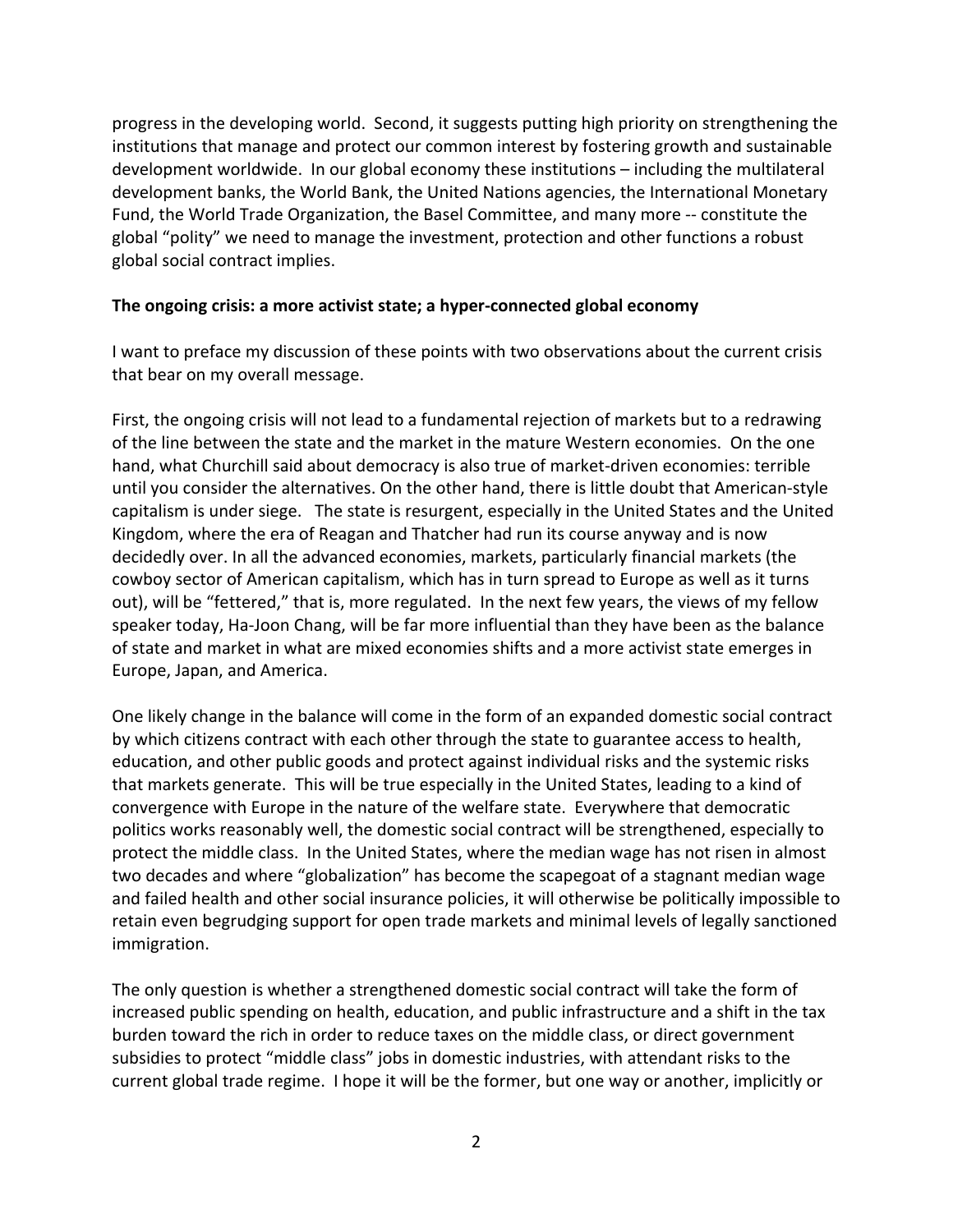progress in the developing world. Second, it suggests putting high priority on strengthening the institutions that manage and protect our common interest by fostering growth and sustainable development worldwide. In our global economy these institutions – including the multilateral development banks, the World Bank, the United Nations agencies, the International Monetary Fund, the World Trade Organization, the Basel Committee, and many more -- constitute the global "polity" we need to manage the investment, protection and other functions a robust global social contract implies.

**The ongoing crisis: a more activist state; a hyper-connected global economy**

I want to preface my discussion of these points with two observations about the current crisis that bear on my overall message.

First, the ongoing crisis will not lead to a fundamental rejection of markets but to a redrawing of the line between the state and the market in the mature Western economies. On the one hand, what Churchill said about democracy is also true of market-driven economies: terrible until you consider the alternatives. On the other hand, there is little doubt that American-style capitalism is under siege. The state is resurgent, especially in the United States and the United Kingdom, where the era of Reagan and Thatcher had run its course anyway and is now decidedly over. In all the advanced economies, markets, particularly financial markets (the cowboy sector of American capitalism, which has in turn spread to Europe as well as it turns out), will be "fettered," that is, more regulated. In the next few years, the views of my fellow speaker today, Ha-Joon Chang, will be far more influential than they have been as the balance of state and market in what are mixed economies shifts and a more activist state emerges in Europe, Japan, and America.

One likely change in the balance will come in the form of an expanded domestic social contract by which citizens contract with each other through the state to guarantee access to health, education, and other public goods and protect against individual risks and the systemic risks that markets generate. This will be true especially in the United States, leading to a kind of convergence with Europe in the nature of the welfare state. Everywhere that democratic politics works reasonably well, the domestic social contract will be strengthened, especially to protect the middle class. In the United States, where the median wage has not risen in almost two decades and where "globalization" has become the scapegoat of a stagnant median wage and failed health and other social insurance policies, it will otherwise be politically impossible to retain even begrudging support for open trade markets and minimal levels of legally sanctioned immigration.

The only question is whether a strengthened domestic social contract will take the form of increased public spending on health, education, and public infrastructure and a shift in the tax burden toward the rich in order to reduce taxes on the middle class, or direct government subsidies to protect "middle class" jobs in domestic industries, with attendant risks to the current global trade regime. I hope it will be the former, but one way or another, implicitly or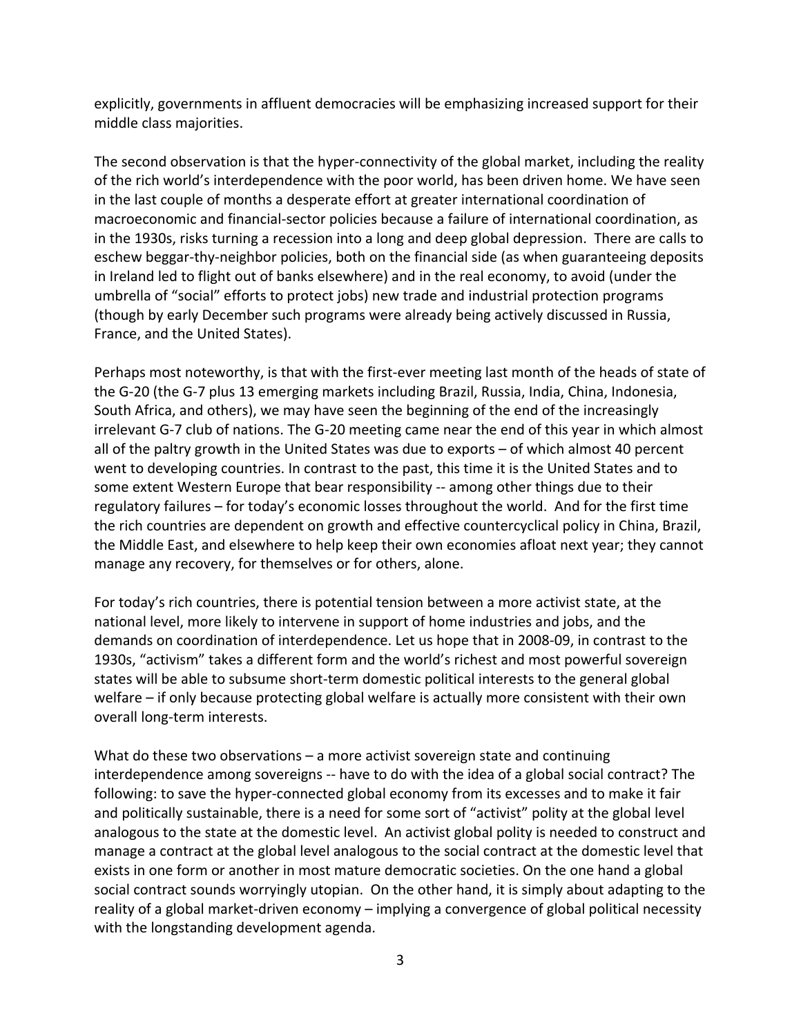explicitly, governments in affluent democracies will be emphasizing increased support for their middle class majorities.

The second observation is that the hyper-connectivity of the global market, including the reality of the rich world's interdependence with the poor world, has been driven home. We have seen in the last couple of months a desperate effort at greater international coordination of macroeconomic and financial-sector policies because a failure of international coordination, as in the 1930s, risks turning a recession into a long and deep global depression. There are calls to eschew beggar-thy-neighbor policies, both on the financial side (as when guaranteeing deposits in Ireland led to flight out of banks elsewhere) and in the real economy, to avoid (under the umbrella of "social" efforts to protect jobs) new trade and industrial protection programs (though by early December such programs were already being actively discussed in Russia, France, and the United States).

Perhaps most noteworthy, is that with the first-ever meeting last month of the heads of state of the G-20 (the G-7 plus 13 emerging markets including Brazil, Russia, India, China, Indonesia, South Africa, and others), we may have seen the beginning of the end of the increasingly irrelevant G-7 club of nations. The G-20 meeting came near the end of this year in which almost all of the paltry growth in the United States was due to exports – of which almost 40 percent went to developing countries. In contrast to the past, this time it is the United States and to some extent Western Europe that bear responsibility -- among other things due to their regulatory failures – for today's economic losses throughout the world. And for the first time the rich countries are dependent on growth and effective countercyclical policy in China, Brazil, the Middle East, and elsewhere to help keep their own economies afloat next year; they cannot manage any recovery, for themselves or for others, alone.

For today's rich countries, there is potential tension between a more activist state, at the national level, more likely to intervene in support of home industries and jobs, and the demands on coordination of interdependence. Let us hope that in 2008-09, in contrast to the 1930s, "activism" takes a different form and the world's richest and most powerful sovereign states will be able to subsume short-term domestic political interests to the general global welfare – if only because protecting global welfare is actually more consistent with their own overall long-term interests.

What do these two observations – a more activist sovereign state and continuing interdependence among sovereigns -- have to do with the idea of a global social contract? The following: to save the hyper-connected global economy from its excesses and to make it fair and politically sustainable, there is a need for some sort of "activist" polity at the global level analogous to the state at the domestic level. An activist global polity is needed to construct and manage a contract at the global level analogous to the social contract at the domestic level that exists in one form or another in most mature democratic societies. On the one hand a global social contract sounds worryingly utopian. On the other hand, it is simply about adapting to the reality of a global market-driven economy – implying a convergence of global political necessity with the longstanding development agenda.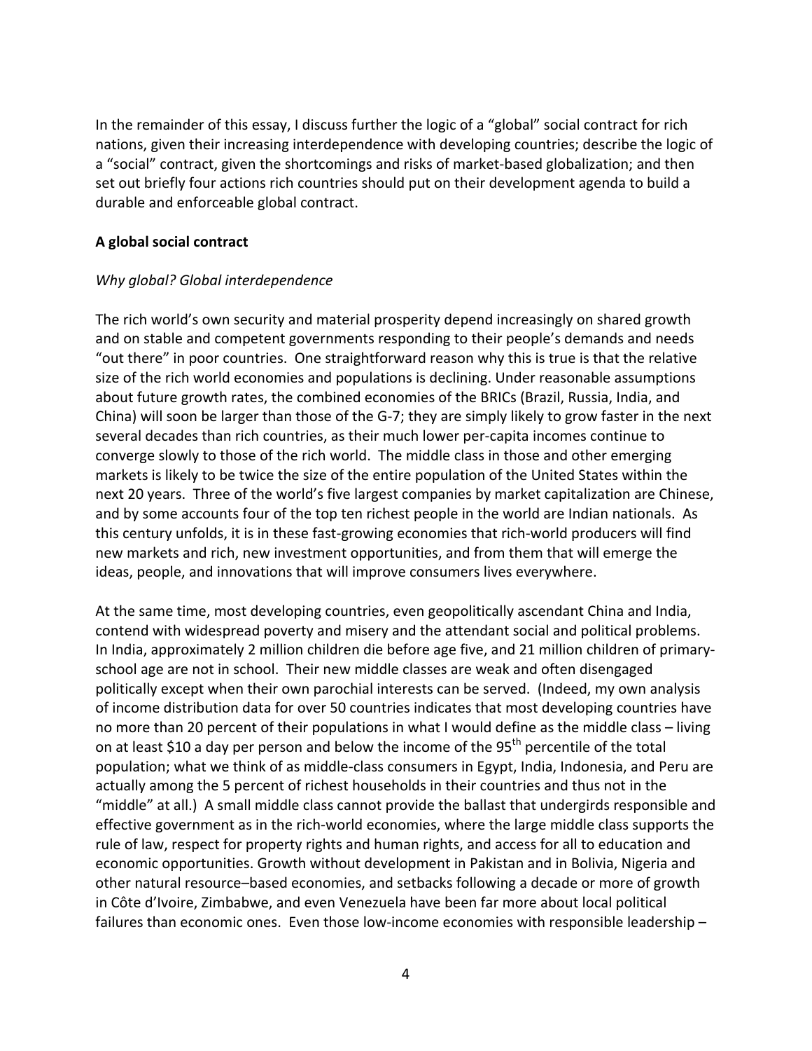In the remainder of this essay, I discuss further the logic of a "global" social contract for rich nations, given their increasing interdependence with developing countries; describe the logic of a "social" contract, given the shortcomings and risks of market-based globalization; and then set out briefly four actions rich countries should put on their development agenda to build a durable and enforceable global contract.

## A global social contract

### *Why global? Global interdependence*

The rich world's own security and material prosperity depend increasingly on shared growth and on stable and competent governments responding to their people's demands and needs "out there" in poor countries. One straightforward reason why this is true is that the relative size of the rich world economies and populations is declining. Under reasonable assumptions about future growth rates, the combined economies of the BRICs (Brazil, Russia, India, and China) will soon be larger than those of the G-7; they are simply likely to grow faster in the next several decades than rich countries, as their much lower per-capita incomes continue to converge slowly to those of the rich world. The middle class in those and other emerging markets is likely to be twice the size of the entire population of the United States within the next 20 years. Three of the world's five largest companies by market capitalization are Chinese, and by some accounts four of the top ten richest people in the world are Indian nationals. As this century unfolds, it is in these fast-growing economies that rich-world producers will find new markets and rich, new investment opportunities, and from them that will emerge the ideas, people, and innovations that will improve consumers lives everywhere.

At the same time, most developing countries, even geopolitically ascendant China and India, contend with widespread poverty and misery and the attendant social and political problems. In India, approximately 2 million children die before age five, and 21 million children of primary-school age are not in school. Their new middle classes are weak and often disengaged politically except when their own parochial interests can be served. (Indeed, my own analysis of income distribution data for over 50 countries indicates that most developing countries have no more than 20 percent of their populations in what I would define as the middle class – living on at least $10 a day per person and below the income of the 95th percentile of the total population; what we think of as middle-class consumers in Egypt, India, Indonesia, and Peru are actually among the 5 percent of richest households in their countries and thus not in the "middle" at all.) A small middle class cannot provide the ballast that undergirds responsible and effective government as in the rich-world economies, where the large middle class supports the rule of law, respect for property rights and human rights, and access for all to education and economic opportunities. Growth without development in Pakistan and in Bolivia, Nigeria and other natural resource–based economies, and setbacks following a decade or more of growth in Côte d'Ivoire, Zimbabwe, and even Venezuela have been far more about local political failures than economic ones. Even those low-income economies with responsible leadership –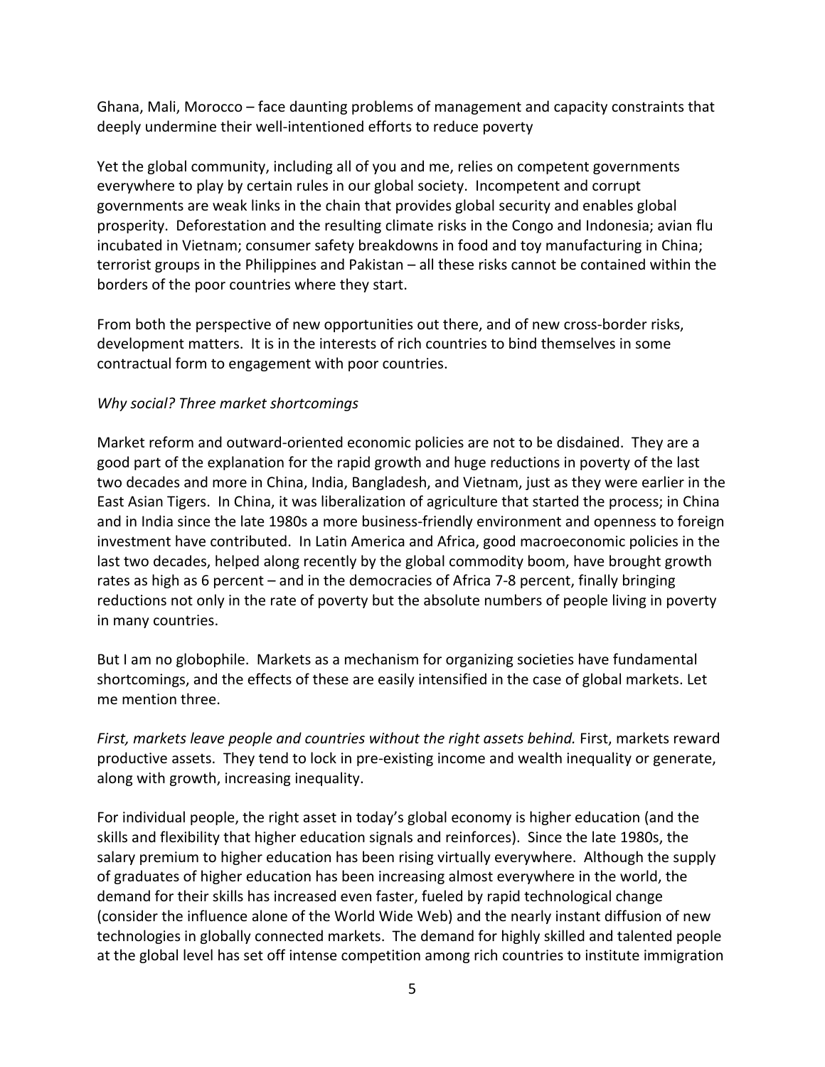Ghana, Mali, Morocco – face daunting problems of management and capacity constraints that deeply undermine their well-intentioned efforts to reduce poverty

Yet the global community, including all of you and me, relies on competent governments everywhere to play by certain rules in our global society. Incompetent and corrupt governments are weak links in the chain that provides global security and enables global prosperity. Deforestation and the resulting climate risks in the Congo and Indonesia; avian flu incubated in Vietnam; consumer safety breakdowns in food and toy manufacturing in China; terrorist groups in the Philippines and Pakistan – all these risks cannot be contained within the borders of the poor countries where they start.

From both the perspective of new opportunities out there, and of new cross-border risks, development matters. It is in the interests of rich countries to bind themselves in some contractual form to engagement with poor countries.

*Why social? Three market shortcomings*

Market reform and outward-oriented economic policies are not to be disdained. They are a good part of the explanation for the rapid growth and huge reductions in poverty of the last two decades and more in China, India, Bangladesh, and Vietnam, just as they were earlier in the East Asian Tigers. In China, it was liberalization of agriculture that started the process; in China and in India since the late 1980s a more business-friendly environment and openness to foreign investment have contributed. In Latin America and Africa, good macroeconomic policies in the last two decades, helped along recently by the global commodity boom, have brought growth rates as high as 6 percent – and in the democracies of Africa 7-8 percent, finally bringing reductions not only in the rate of poverty but the absolute numbers of people living in poverty in many countries.

But I am no globophile. Markets as a mechanism for organizing societies have fundamental shortcomings, and the effects of these are easily intensified in the case of global markets. Let me mention three.

*First, markets leave people and countries without the right assets behind.* First, markets reward productive assets. They tend to lock in pre-existing income and wealth inequality or generate, along with growth, increasing inequality.

For individual people, the right asset in today's global economy is higher education (and the skills and flexibility that higher education signals and reinforces). Since the late 1980s, the salary premium to higher education has been rising virtually everywhere. Although the supply of graduates of higher education has been increasing almost everywhere in the world, the demand for their skills has increased even faster, fueled by rapid technological change (consider the influence alone of the World Wide Web) and the nearly instant diffusion of new technologies in globally connected markets. The demand for highly skilled and talented people at the global level has set off intense competition among rich countries to institute immigration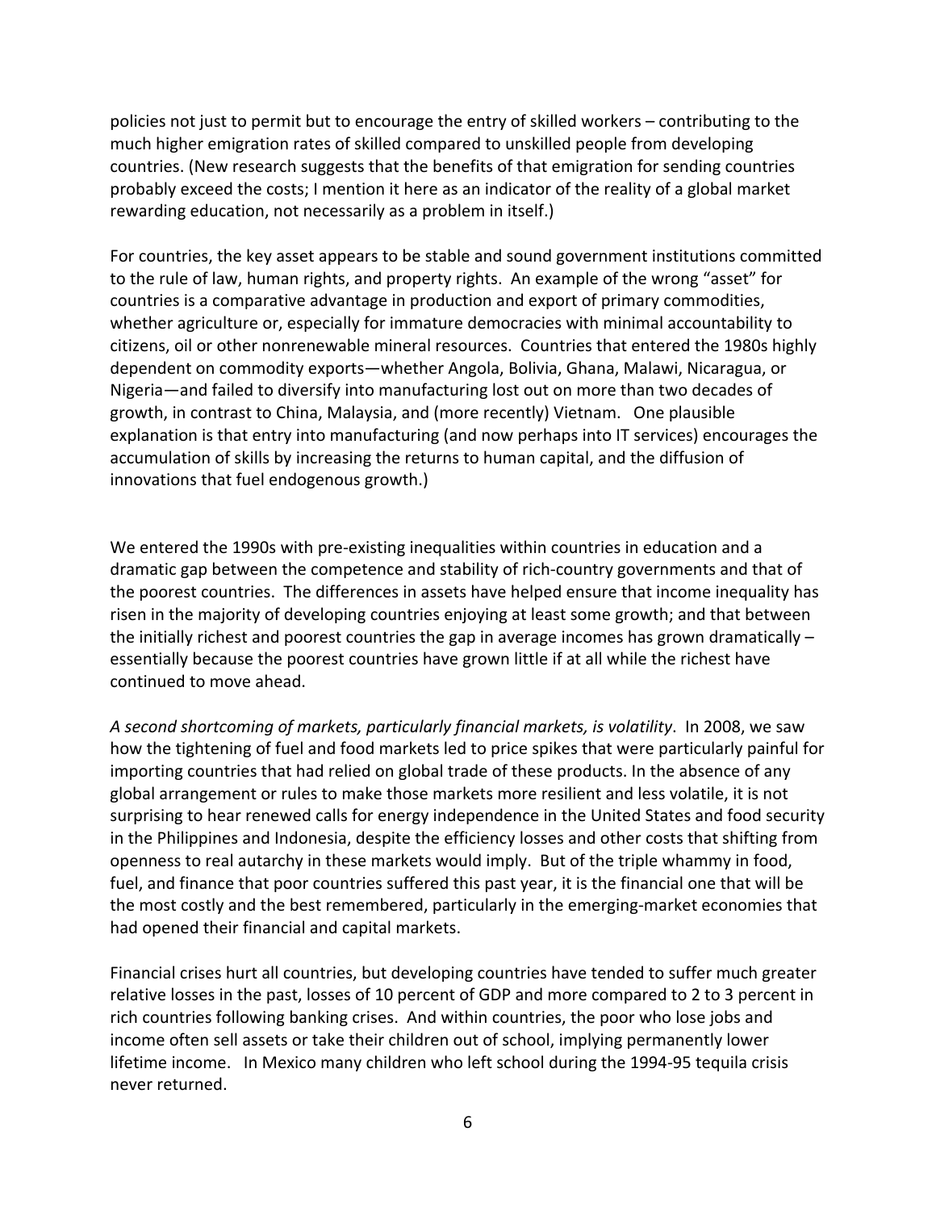policies not just to permit but to encourage the entry of skilled workers – contributing to the much higher emigration rates of skilled compared to unskilled people from developing countries. (New research suggests that the benefits of that emigration for sending countries probably exceed the costs; I mention it here as an indicator of the reality of a global market rewarding education, not necessarily as a problem in itself.)

For countries, the key asset appears to be stable and sound government institutions committed to the rule of law, human rights, and property rights. An example of the wrong "asset" for countries is a comparative advantage in production and export of primary commodities, whether agriculture or, especially for immature democracies with minimal accountability to citizens, oil or other nonrenewable mineral resources. Countries that entered the 1980s highly dependent on commodity exports—whether Angola, Bolivia, Ghana, Malawi, Nicaragua, or Nigeria—and failed to diversify into manufacturing lost out on more than two decades of growth, in contrast to China, Malaysia, and (more recently) Vietnam. One plausible explanation is that entry into manufacturing (and now perhaps into IT services) encourages the accumulation of skills by increasing the returns to human capital, and the diffusion of innovations that fuel endogenous growth.)

We entered the 1990s with pre-existing inequalities within countries in education and a dramatic gap between the competence and stability of rich-country governments and that of the poorest countries. The differences in assets have helped ensure that income inequality has risen in the majority of developing countries enjoying at least some growth; and that between the initially richest and poorest countries the gap in average incomes has grown dramatically – essentially because the poorest countries have grown little if at all while the richest have continued to move ahead.

*A second shortcoming of markets, particularly financial markets, is volatility*. In 2008, we saw how the tightening of fuel and food markets led to price spikes that were particularly painful for importing countries that had relied on global trade of these products. In the absence of any global arrangement or rules to make those markets more resilient and less volatile, it is not surprising to hear renewed calls for energy independence in the United States and food security in the Philippines and Indonesia, despite the efficiency losses and other costs that shifting from openness to real autarchy in these markets would imply. But of the triple whammy in food, fuel, and finance that poor countries suffered this past year, it is the financial one that will be the most costly and the best remembered, particularly in the emerging-market economies that had opened their financial and capital markets.

Financial crises hurt all countries, but developing countries have tended to suffer much greater relative losses in the past, losses of 10 percent of GDP and more compared to 2 to 3 percent in rich countries following banking crises. And within countries, the poor who lose jobs and income often sell assets or take their children out of school, implying permanently lower lifetime income. In Mexico many children who left school during the 1994-95 tequila crisis never returned.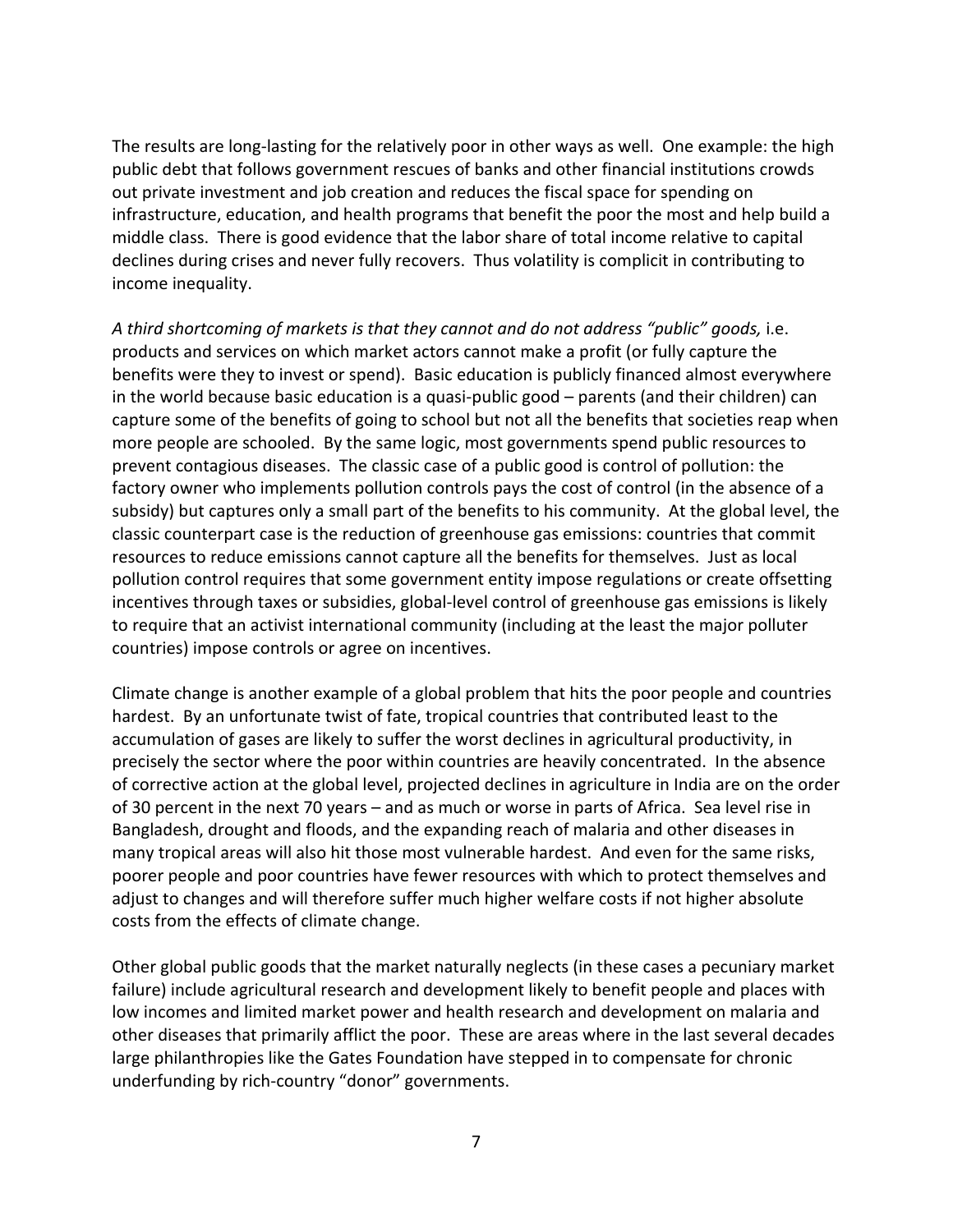The results are long-lasting for the relatively poor in other ways as well. One example: the high public debt that follows government rescues of banks and other financial institutions crowds out private investment and job creation and reduces the fiscal space for spending on infrastructure, education, and health programs that benefit the poor the most and help build a middle class. There is good evidence that the labor share of total income relative to capital declines during crises and never fully recovers. Thus volatility is complicit in contributing to income inequality.

*A third shortcoming of markets is that they cannot and do not address "public" goods,* i.e. products and services on which market actors cannot make a profit (or fully capture the benefits were they to invest or spend). Basic education is publicly financed almost everywhere in the world because basic education is a quasi-public good – parents (and their children) can capture some of the benefits of going to school but not all the benefits that societies reap when more people are schooled. By the same logic, most governments spend public resources to prevent contagious diseases. The classic case of a public good is control of pollution: the factory owner who implements pollution controls pays the cost of control (in the absence of a subsidy) but captures only a small part of the benefits to his community. At the global level, the classic counterpart case is the reduction of greenhouse gas emissions: countries that commit resources to reduce emissions cannot capture all the benefits for themselves. Just as local pollution control requires that some government entity impose regulations or create offsetting incentives through taxes or subsidies, global-level control of greenhouse gas emissions is likely to require that an activist international community (including at the least the major polluter countries) impose controls or agree on incentives.

Climate change is another example of a global problem that hits the poor people and countries hardest. By an unfortunate twist of fate, tropical countries that contributed least to the accumulation of gases are likely to suffer the worst declines in agricultural productivity, in precisely the sector where the poor within countries are heavily concentrated. In the absence of corrective action at the global level, projected declines in agriculture in India are on the order of 30 percent in the next 70 years – and as much or worse in parts of Africa. Sea level rise in Bangladesh, drought and floods, and the expanding reach of malaria and other diseases in many tropical areas will also hit those most vulnerable hardest. And even for the same risks, poorer people and poor countries have fewer resources with which to protect themselves and adjust to changes and will therefore suffer much higher welfare costs if not higher absolute costs from the effects of climate change.

Other global public goods that the market naturally neglects (in these cases a pecuniary market failure) include agricultural research and development likely to benefit people and places with low incomes and limited market power and health research and development on malaria and other diseases that primarily afflict the poor. These are areas where in the last several decades large philanthropies like the Gates Foundation have stepped in to compensate for chronic underfunding by rich-country "donor" governments.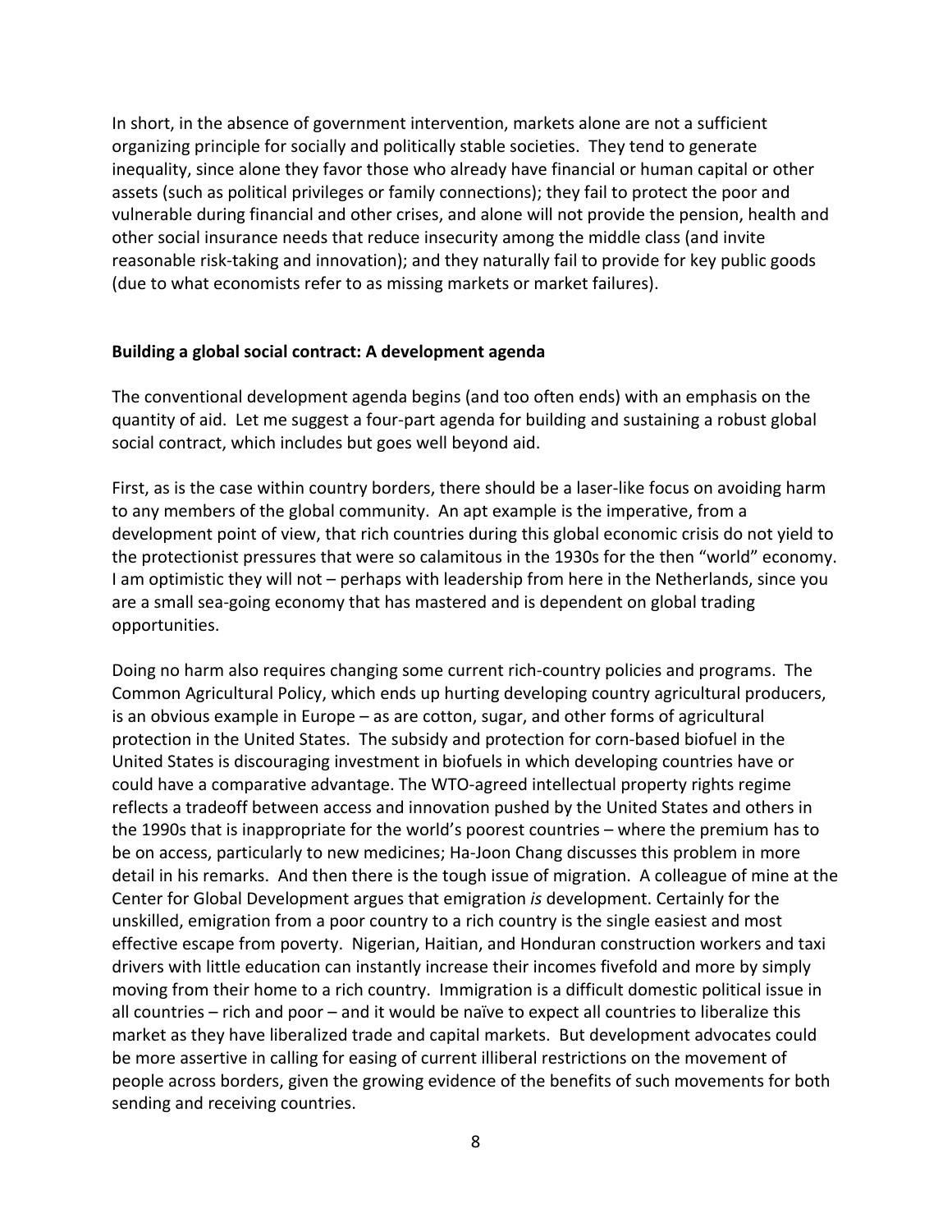In short, in the absence of government intervention, markets alone are not a sufficient organizing principle for socially and politically stable societies. They tend to generate inequality, since alone they favor those who already have financial or human capital or other assets (such as political privileges or family connections); they fail to protect the poor and vulnerable during financial and other crises, and alone will not provide the pension, health and other social insurance needs that reduce insecurity among the middle class (and invite reasonable risk-taking and innovation); and they naturally fail to provide for key public goods (due to what economists refer to as missing markets or market failures).

## Building a global social contract: A development agenda

The conventional development agenda begins (and too often ends) with an emphasis on the quantity of aid. Let me suggest a four-part agenda for building and sustaining a robust global social contract, which includes but goes well beyond aid.

First, as is the case within country borders, there should be a laser-like focus on avoiding harm to any members of the global community. An apt example is the imperative, from a development point of view, that rich countries during this global economic crisis do not yield to the protectionist pressures that were so calamitous in the 1930s for the then "world" economy. I am optimistic they will not – perhaps with leadership from here in the Netherlands, since you are a small sea-going economy that has mastered and is dependent on global trading opportunities.

Doing no harm also requires changing some current rich-country policies and programs. The Common Agricultural Policy, which ends up hurting developing country agricultural producers, is an obvious example in Europe – as are cotton, sugar, and other forms of agricultural protection in the United States. The subsidy and protection for corn-based biofuel in the United States is discouraging investment in biofuels in which developing countries have or could have a comparative advantage. The WTO-agreed intellectual property rights regime reflects a tradeoff between access and innovation pushed by the United States and others in the 1990s that is inappropriate for the world's poorest countries – where the premium has to be on access, particularly to new medicines; Ha-Joon Chang discusses this problem in more detail in his remarks. And then there is the tough issue of migration. A colleague of mine at the Center for Global Development argues that emigration *is* development. Certainly for the unskilled, emigration from a poor country to a rich country is the single easiest and most effective escape from poverty. Nigerian, Haitian, and Honduran construction workers and taxi drivers with little education can instantly increase their incomes fivefold and more by simply moving from their home to a rich country. Immigration is a difficult domestic political issue in all countries – rich and poor – and it would be naïve to expect all countries to liberalize this market as they have liberalized trade and capital markets. But development advocates could be more assertive in calling for easing of current illiberal restrictions on the movement of people across borders, given the growing evidence of the benefits of such movements for both sending and receiving countries.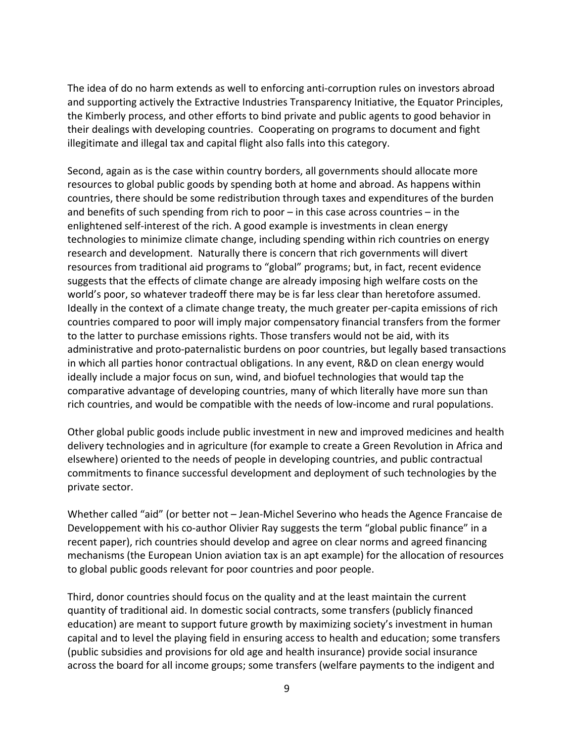The idea of do no harm extends as well to enforcing anti-corruption rules on investors abroad and supporting actively the Extractive Industries Transparency Initiative, the Equator Principles, the Kimberly process, and other efforts to bind private and public agents to good behavior in their dealings with developing countries. Cooperating on programs to document and fight illegitimate and illegal tax and capital flight also falls into this category.

Second, again as is the case within country borders, all governments should allocate more resources to global public goods by spending both at home and abroad. As happens within countries, there should be some redistribution through taxes and expenditures of the burden and benefits of such spending from rich to poor – in this case across countries – in the enlightened self-interest of the rich. A good example is investments in clean energy technologies to minimize climate change, including spending within rich countries on energy research and development. Naturally there is concern that rich governments will divert resources from traditional aid programs to "global" programs; but, in fact, recent evidence suggests that the effects of climate change are already imposing high welfare costs on the world's poor, so whatever tradeoff there may be is far less clear than heretofore assumed. Ideally in the context of a climate change treaty, the much greater per-capita emissions of rich countries compared to poor will imply major compensatory financial transfers from the former to the latter to purchase emissions rights. Those transfers would not be aid, with its administrative and proto-paternalistic burdens on poor countries, but legally based transactions in which all parties honor contractual obligations. In any event, R&D on clean energy would ideally include a major focus on sun, wind, and biofuel technologies that would tap the comparative advantage of developing countries, many of which literally have more sun than rich countries, and would be compatible with the needs of low-income and rural populations.

Other global public goods include public investment in new and improved medicines and health delivery technologies and in agriculture (for example to create a Green Revolution in Africa and elsewhere) oriented to the needs of people in developing countries, and public contractual commitments to finance successful development and deployment of such technologies by the private sector.

Whether called "aid" (or better not – Jean-Michel Severino who heads the Agence Francaise de Developpement with his co-author Olivier Ray suggests the term "global public finance" in a recent paper), rich countries should develop and agree on clear norms and agreed financing mechanisms (the European Union aviation tax is an apt example) for the allocation of resources to global public goods relevant for poor countries and poor people.

Third, donor countries should focus on the quality and at the least maintain the current quantity of traditional aid. In domestic social contracts, some transfers (publicly financed education) are meant to support future growth by maximizing society's investment in human capital and to level the playing field in ensuring access to health and education; some transfers (public subsidies and provisions for old age and health insurance) provide social insurance across the board for all income groups; some transfers (welfare payments to the indigent and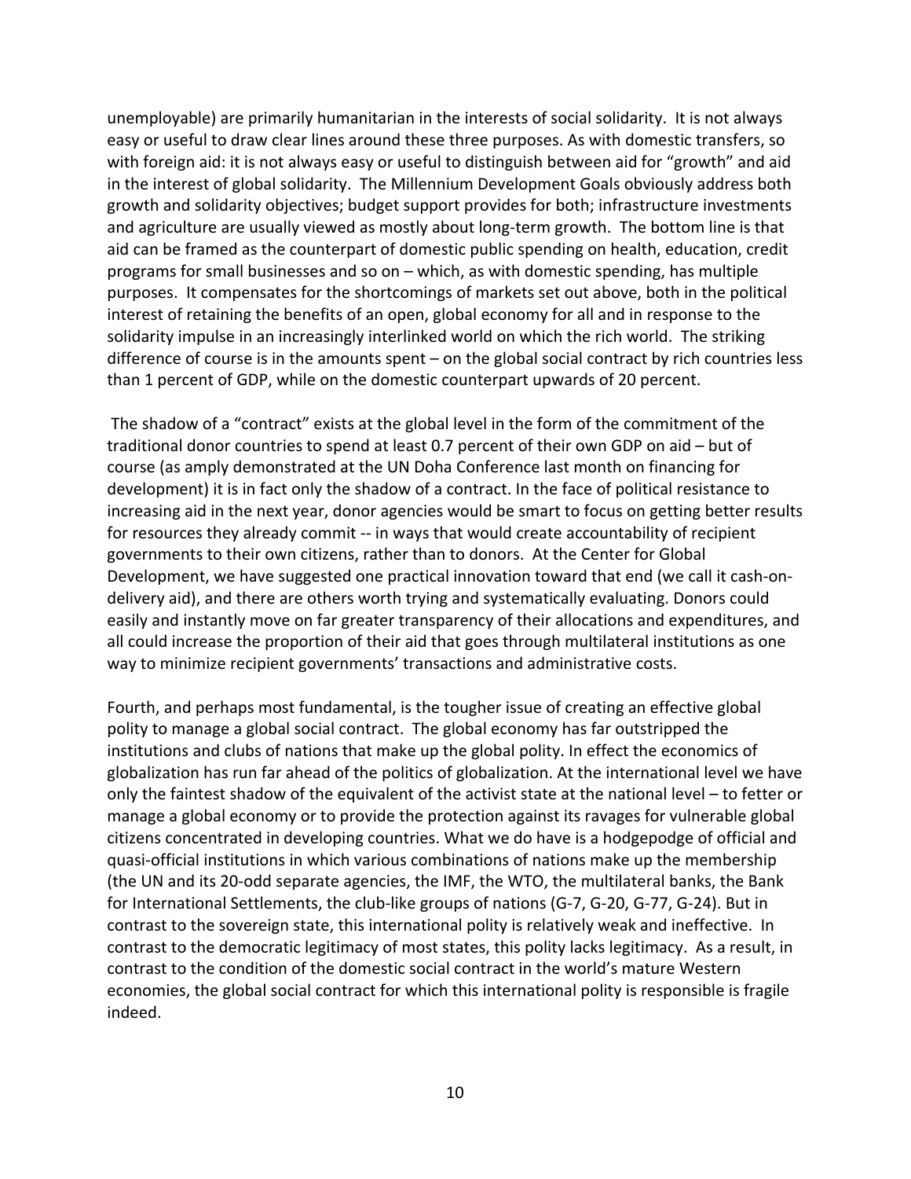unemployable) are primarily humanitarian in the interests of social solidarity. It is not always easy or useful to draw clear lines around these three purposes. As with domestic transfers, so with foreign aid: it is not always easy or useful to distinguish between aid for "growth" and aid in the interest of global solidarity. The Millennium Development Goals obviously address both growth and solidarity objectives; budget support provides for both; infrastructure investments and agriculture are usually viewed as mostly about long-term growth. The bottom line is that aid can be framed as the counterpart of domestic public spending on health, education, credit programs for small businesses and so on – which, as with domestic spending, has multiple purposes. It compensates for the shortcomings of markets set out above, both in the political interest of retaining the benefits of an open, global economy for all and in response to the solidarity impulse in an increasingly interlinked world on which the rich world. The striking difference of course is in the amounts spent – on the global social contract by rich countries less than 1 percent of GDP, while on the domestic counterpart upwards of 20 percent.

The shadow of a "contract" exists at the global level in the form of the commitment of the traditional donor countries to spend at least 0.7 percent of their own GDP on aid – but of course (as amply demonstrated at the UN Doha Conference last month on financing for development) it is in fact only the shadow of a contract. In the face of political resistance to increasing aid in the next year, donor agencies would be smart to focus on getting better results for resources they already commit -- in ways that would create accountability of recipient governments to their own citizens, rather than to donors. At the Center for Global Development, we have suggested one practical innovation toward that end (we call it cash-on-delivery aid), and there are others worth trying and systematically evaluating. Donors could easily and instantly move on far greater transparency of their allocations and expenditures, and all could increase the proportion of their aid that goes through multilateral institutions as one way to minimize recipient governments' transactions and administrative costs.

Fourth, and perhaps most fundamental, is the tougher issue of creating an effective global polity to manage a global social contract. The global economy has far outstripped the institutions and clubs of nations that make up the global polity. In effect the economics of globalization has run far ahead of the politics of globalization. At the international level we have only the faintest shadow of the equivalent of the activist state at the national level – to fetter or manage a global economy or to provide the protection against its ravages for vulnerable global citizens concentrated in developing countries. What we do have is a hodgepodge of official and quasi-official institutions in which various combinations of nations make up the membership (the UN and its 20-odd separate agencies, the IMF, the WTO, the multilateral banks, the Bank for International Settlements, the club-like groups of nations (G-7, G-20, G-77, G-24). But in contrast to the sovereign state, this international polity is relatively weak and ineffective. In contrast to the democratic legitimacy of most states, this polity lacks legitimacy. As a result, in contrast to the condition of the domestic social contract in the world's mature Western economies, the global social contract for which this international polity is responsible is fragile indeed.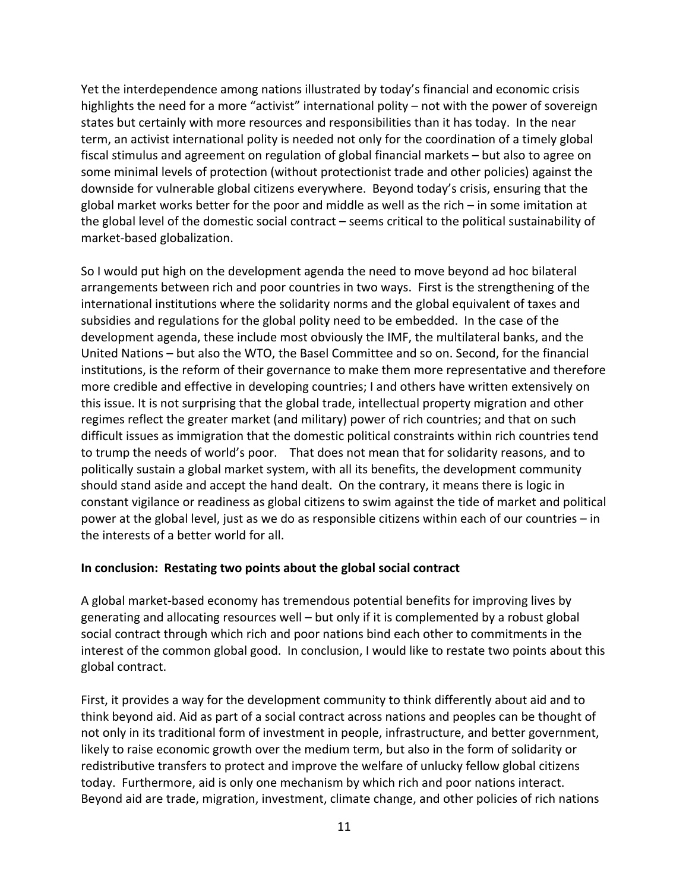Yet the interdependence among nations illustrated by today's financial and economic crisis highlights the need for a more "activist" international polity – not with the power of sovereign states but certainly with more resources and responsibilities than it has today. In the near term, an activist international polity is needed not only for the coordination of a timely global fiscal stimulus and agreement on regulation of global financial markets – but also to agree on some minimal levels of protection (without protectionist trade and other policies) against the downside for vulnerable global citizens everywhere. Beyond today's crisis, ensuring that the global market works better for the poor and middle as well as the rich – in some imitation at the global level of the domestic social contract – seems critical to the political sustainability of market-based globalization.

So I would put high on the development agenda the need to move beyond ad hoc bilateral arrangements between rich and poor countries in two ways. First is the strengthening of the international institutions where the solidarity norms and the global equivalent of taxes and subsidies and regulations for the global polity need to be embedded. In the case of the development agenda, these include most obviously the IMF, the multilateral banks, and the United Nations – but also the WTO, the Basel Committee and so on. Second, for the financial institutions, is the reform of their governance to make them more representative and therefore more credible and effective in developing countries; I and others have written extensively on this issue. It is not surprising that the global trade, intellectual property migration and other regimes reflect the greater market (and military) power of rich countries; and that on such difficult issues as immigration that the domestic political constraints within rich countries tend to trump the needs of world's poor. That does not mean that for solidarity reasons, and to politically sustain a global market system, with all its benefits, the development community should stand aside and accept the hand dealt. On the contrary, it means there is logic in constant vigilance or readiness as global citizens to swim against the tide of market and political power at the global level, just as we do as responsible citizens within each of our countries – in the interests of a better world for all.

**In conclusion: Restating two points about the global social contract**

A global market-based economy has tremendous potential benefits for improving lives by generating and allocating resources well – but only if it is complemented by a robust global social contract through which rich and poor nations bind each other to commitments in the interest of the common global good. In conclusion, I would like to restate two points about this global contract.

First, it provides a way for the development community to think differently about aid and to think beyond aid. Aid as part of a social contract across nations and peoples can be thought of not only in its traditional form of investment in people, infrastructure, and better government, likely to raise economic growth over the medium term, but also in the form of solidarity or redistributive transfers to protect and improve the welfare of unlucky fellow global citizens today. Furthermore, aid is only one mechanism by which rich and poor nations interact. Beyond aid are trade, migration, investment, climate change, and other policies of rich nations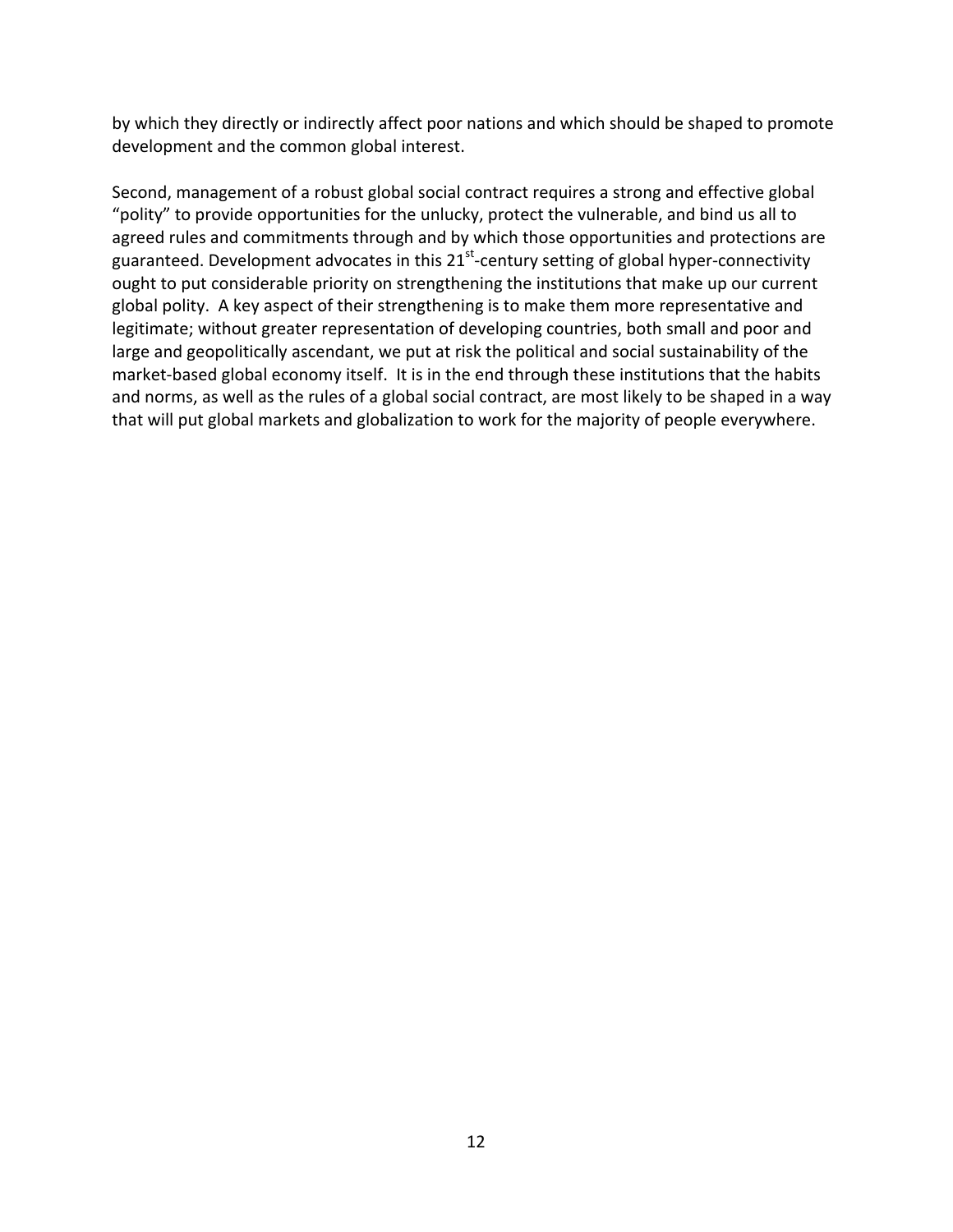by which they directly or indirectly affect poor nations and which should be shaped to promote development and the common global interest.

Second, management of a robust global social contract requires a strong and effective global "polity" to provide opportunities for the unlucky, protect the vulnerable, and bind us all to agreed rules and commitments through and by which those opportunities and protections are guaranteed. Development advocates in this 21st-century setting of global hyper-connectivity ought to put considerable priority on strengthening the institutions that make up our current global polity. A key aspect of their strengthening is to make them more representative and legitimate; without greater representation of developing countries, both small and poor and large and geopolitically ascendant, we put at risk the political and social sustainability of the market-based global economy itself. It is in the end through these institutions that the habits and norms, as well as the rules of a global social contract, are most likely to be shaped in a way that will put global markets and globalization to work for the majority of people everywhere.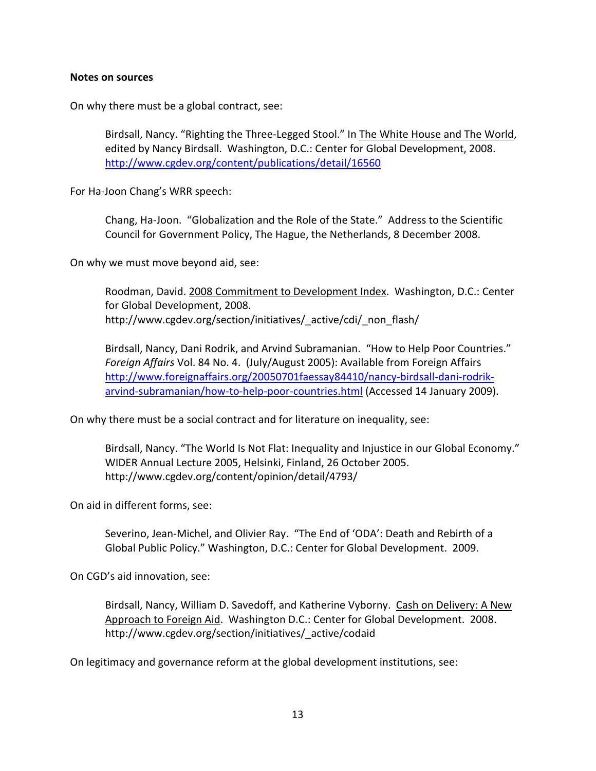**Notes on sources**

On why there must be a global contract, see:

> Birdsall, Nancy. "Righting the Three-Legged Stool." In The White House and The World, edited by Nancy Birdsall. Washington, D.C.: Center for Global Development, 2008. http://www.cgdev.org/content/publications/detail/16560

For Ha-Joon Chang's WRR speech:

> Chang, Ha-Joon. "Globalization and the Role of the State." Address to the Scientific Council for Government Policy, The Hague, the Netherlands, 8 December 2008.

On why we must move beyond aid, see:

> Roodman, David. 2008 Commitment to Development Index. Washington, D.C.: Center for Global Development, 2008. http://www.cgdev.org/section/initiatives/_active/cdi/_non_flash/

> Birdsall, Nancy, Dani Rodrik, and Arvind Subramanian. "How to Help Poor Countries." *Foreign Affairs* Vol. 84 No. 4. (July/August 2005): Available from Foreign Affairs http://www.foreignaffairs.org/20050701faessay84410/nancy-birdsall-dani-rodrik-arvind-subramanian/how-to-help-poor-countries.html (Accessed 14 January 2009).

On why there must be a social contract and for literature on inequality, see:

> Birdsall, Nancy. "The World Is Not Flat: Inequality and Injustice in our Global Economy." WIDER Annual Lecture 2005, Helsinki, Finland, 26 October 2005. http://www.cgdev.org/content/opinion/detail/4793/

On aid in different forms, see:

> Severino, Jean-Michel, and Olivier Ray. "The End of 'ODA': Death and Rebirth of a Global Public Policy." Washington, D.C.: Center for Global Development. 2009.

On CGD's aid innovation, see:

> Birdsall, Nancy, William D. Savedoff, and Katherine Vyborny. Cash on Delivery: A New Approach to Foreign Aid. Washington D.C.: Center for Global Development. 2008. http://www.cgdev.org/section/initiatives/_active/codaid

On legitimacy and governance reform at the global development institutions, see: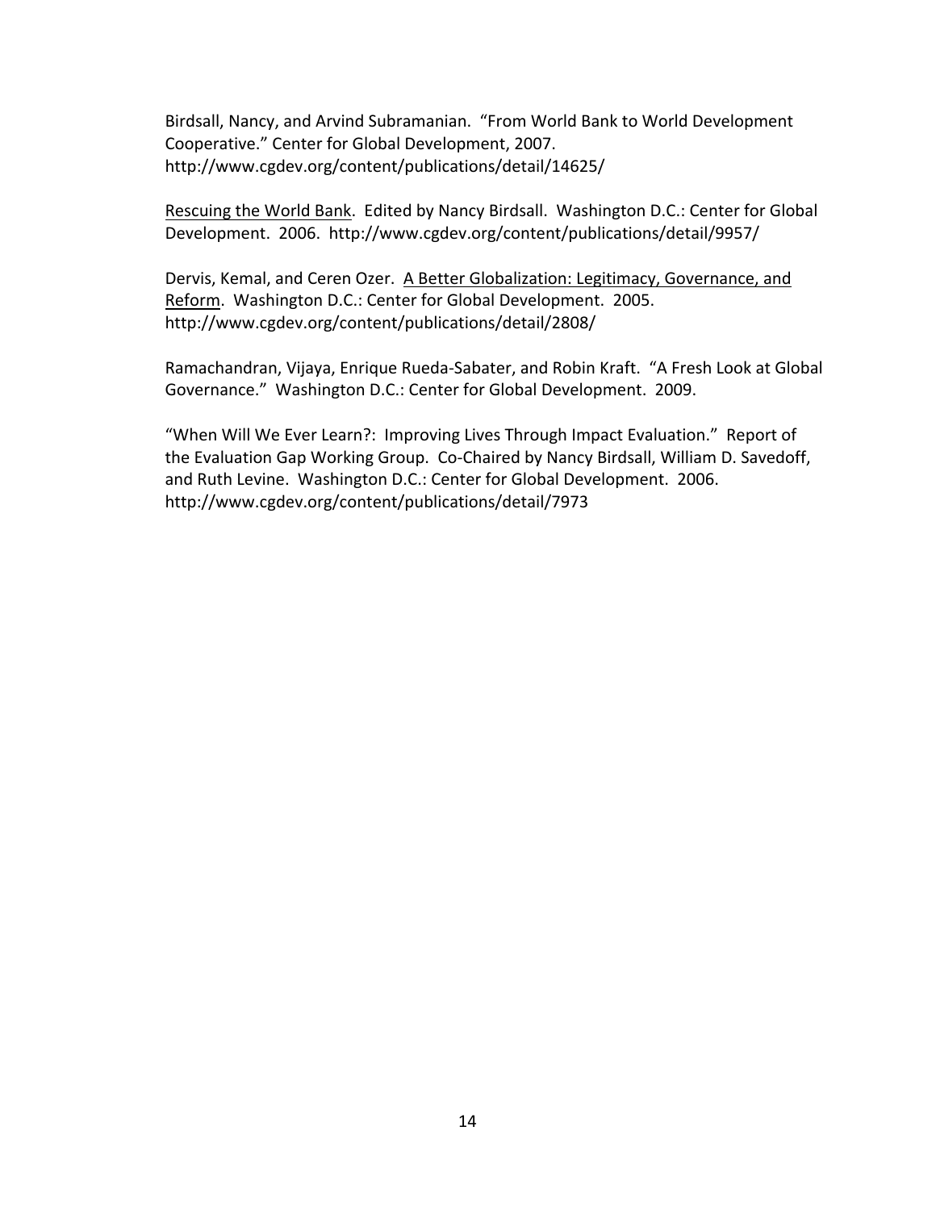Birdsall, Nancy, and Arvind Subramanian. "From World Bank to World Development Cooperative." Center for Global Development, 2007. http://www.cgdev.org/content/publications/detail/14625/

<u>Rescuing the World Bank</u>. Edited by Nancy Birdsall. Washington D.C.: Center for Global Development. 2006. http://www.cgdev.org/content/publications/detail/9957/

Dervis, Kemal, and Ceren Ozer. <u>A Better Globalization: Legitimacy, Governance, and Reform</u>. Washington D.C.: Center for Global Development. 2005. http://www.cgdev.org/content/publications/detail/2808/

Ramachandran, Vijaya, Enrique Rueda-Sabater, and Robin Kraft. "A Fresh Look at Global Governance." Washington D.C.: Center for Global Development. 2009.

"When Will We Ever Learn?: Improving Lives Through Impact Evaluation." Report of the Evaluation Gap Working Group. Co-Chaired by Nancy Birdsall, William D. Savedoff, and Ruth Levine. Washington D.C.: Center for Global Development. 2006. http://www.cgdev.org/content/publications/detail/7973